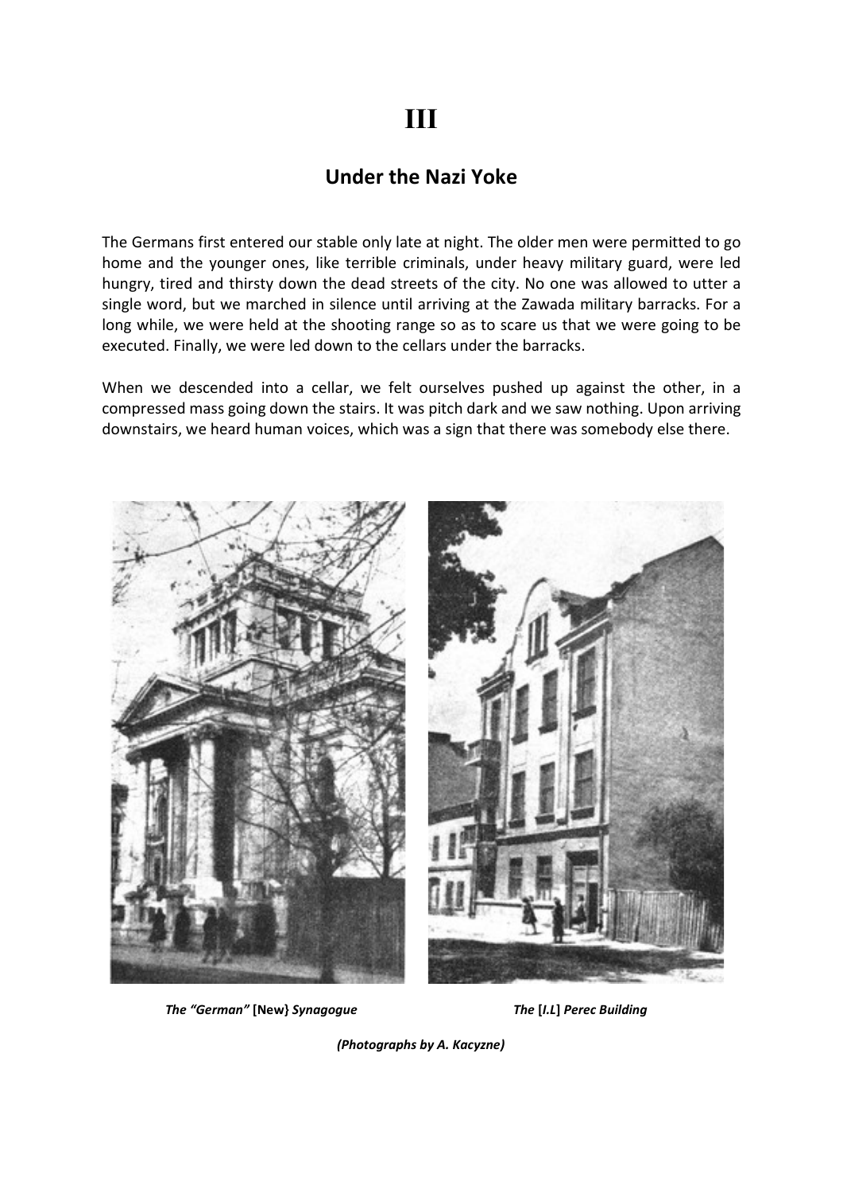# III

## Under the Nazi Yoke

The Germans first entered our stable only late at night. The older men were permitted to go home and the younger ones, like terrible criminals, under heavy military guard, were led hungry, tired and thirsty down the dead streets of the city. No one was allowed to utter a single word, but we marched in silence until arriving at the Zawada military barracks. For a long while, we were held at the shooting range so as to scare us that we were going to be executed. Finally, we were led down to the cellars under the barracks.

When we descended into a cellar, we felt ourselves pushed up against the other, in a compressed mass going down the stairs. It was pitch dark and we saw nothing. Upon arriving downstairs, we heard human voices, which was a sign that there was somebody else there.

***The "German"* [New} *Synagogue***

***The* [*I.L*] *Perec Building***

***(Photographs by A. Kacyzne)***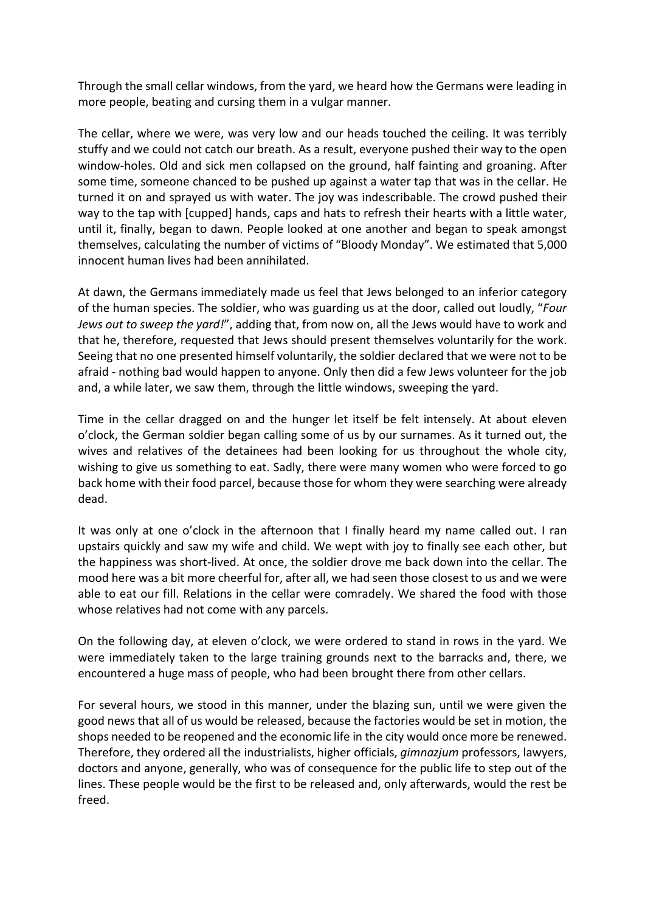Through the small cellar windows, from the yard, we heard how the Germans were leading in more people, beating and cursing them in a vulgar manner.

The cellar, where we were, was very low and our heads touched the ceiling. It was terribly stuffy and we could not catch our breath. As a result, everyone pushed their way to the open window-holes. Old and sick men collapsed on the ground, half fainting and groaning. After some time, someone chanced to be pushed up against a water tap that was in the cellar. He turned it on and sprayed us with water. The joy was indescribable. The crowd pushed their way to the tap with [cupped] hands, caps and hats to refresh their hearts with a little water, until it, finally, began to dawn. People looked at one another and began to speak amongst themselves, calculating the number of victims of "Bloody Monday". We estimated that 5,000 innocent human lives had been annihilated.

At dawn, the Germans immediately made us feel that Jews belonged to an inferior category of the human species. The soldier, who was guarding us at the door, called out loudly, "*Four Jews out to sweep the yard!*", adding that, from now on, all the Jews would have to work and that he, therefore, requested that Jews should present themselves voluntarily for the work. Seeing that no one presented himself voluntarily, the soldier declared that we were not to be afraid - nothing bad would happen to anyone. Only then did a few Jews volunteer for the job and, a while later, we saw them, through the little windows, sweeping the yard.

Time in the cellar dragged on and the hunger let itself be felt intensely. At about eleven o'clock, the German soldier began calling some of us by our surnames. As it turned out, the wives and relatives of the detainees had been looking for us throughout the whole city, wishing to give us something to eat. Sadly, there were many women who were forced to go back home with their food parcel, because those for whom they were searching were already dead.

It was only at one o'clock in the afternoon that I finally heard my name called out. I ran upstairs quickly and saw my wife and child. We wept with joy to finally see each other, but the happiness was short-lived. At once, the soldier drove me back down into the cellar. The mood here was a bit more cheerful for, after all, we had seen those closest to us and we were able to eat our fill. Relations in the cellar were comradely. We shared the food with those whose relatives had not come with any parcels.

On the following day, at eleven o'clock, we were ordered to stand in rows in the yard. We were immediately taken to the large training grounds next to the barracks and, there, we encountered a huge mass of people, who had been brought there from other cellars.

For several hours, we stood in this manner, under the blazing sun, until we were given the good news that all of us would be released, because the factories would be set in motion, the shops needed to be reopened and the economic life in the city would once more be renewed. Therefore, they ordered all the industrialists, higher officials, *gimnazjum* professors, lawyers, doctors and anyone, generally, who was of consequence for the public life to step out of the lines. These people would be the first to be released and, only afterwards, would the rest be freed.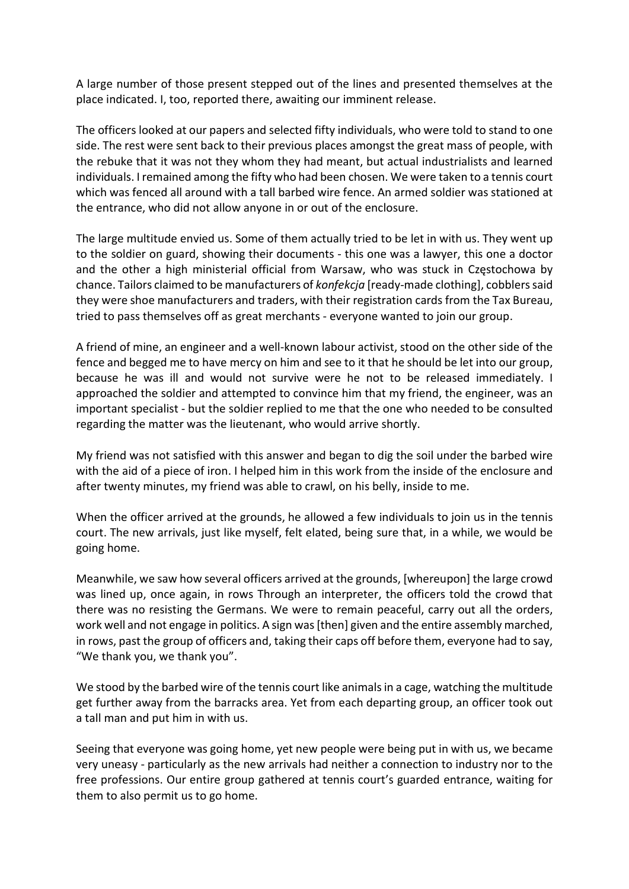A large number of those present stepped out of the lines and presented themselves at the place indicated. I, too, reported there, awaiting our imminent release.

The officers looked at our papers and selected fifty individuals, who were told to stand to one side. The rest were sent back to their previous places amongst the great mass of people, with the rebuke that it was not they whom they had meant, but actual industrialists and learned individuals. I remained among the fifty who had been chosen. We were taken to a tennis court which was fenced all around with a tall barbed wire fence. An armed soldier was stationed at the entrance, who did not allow anyone in or out of the enclosure.

The large multitude envied us. Some of them actually tried to be let in with us. They went up to the soldier on guard, showing their documents - this one was a lawyer, this one a doctor and the other a high ministerial official from Warsaw, who was stuck in Częstochowa by chance. Tailors claimed to be manufacturers of *konfekcja* [ready-made clothing], cobblers said they were shoe manufacturers and traders, with their registration cards from the Tax Bureau, tried to pass themselves off as great merchants - everyone wanted to join our group.

A friend of mine, an engineer and a well-known labour activist, stood on the other side of the fence and begged me to have mercy on him and see to it that he should be let into our group, because he was ill and would not survive were he not to be released immediately. I approached the soldier and attempted to convince him that my friend, the engineer, was an important specialist - but the soldier replied to me that the one who needed to be consulted regarding the matter was the lieutenant, who would arrive shortly.

My friend was not satisfied with this answer and began to dig the soil under the barbed wire with the aid of a piece of iron. I helped him in this work from the inside of the enclosure and after twenty minutes, my friend was able to crawl, on his belly, inside to me.

When the officer arrived at the grounds, he allowed a few individuals to join us in the tennis court. The new arrivals, just like myself, felt elated, being sure that, in a while, we would be going home.

Meanwhile, we saw how several officers arrived at the grounds, [whereupon] the large crowd was lined up, once again, in rows Through an interpreter, the officers told the crowd that there was no resisting the Germans. We were to remain peaceful, carry out all the orders, work well and not engage in politics. A sign was [then] given and the entire assembly marched, in rows, past the group of officers and, taking their caps off before them, everyone had to say, "We thank you, we thank you".

We stood by the barbed wire of the tennis court like animals in a cage, watching the multitude get further away from the barracks area. Yet from each departing group, an officer took out a tall man and put him in with us.

Seeing that everyone was going home, yet new people were being put in with us, we became very uneasy - particularly as the new arrivals had neither a connection to industry nor to the free professions. Our entire group gathered at tennis court's guarded entrance, waiting for them to also permit us to go home.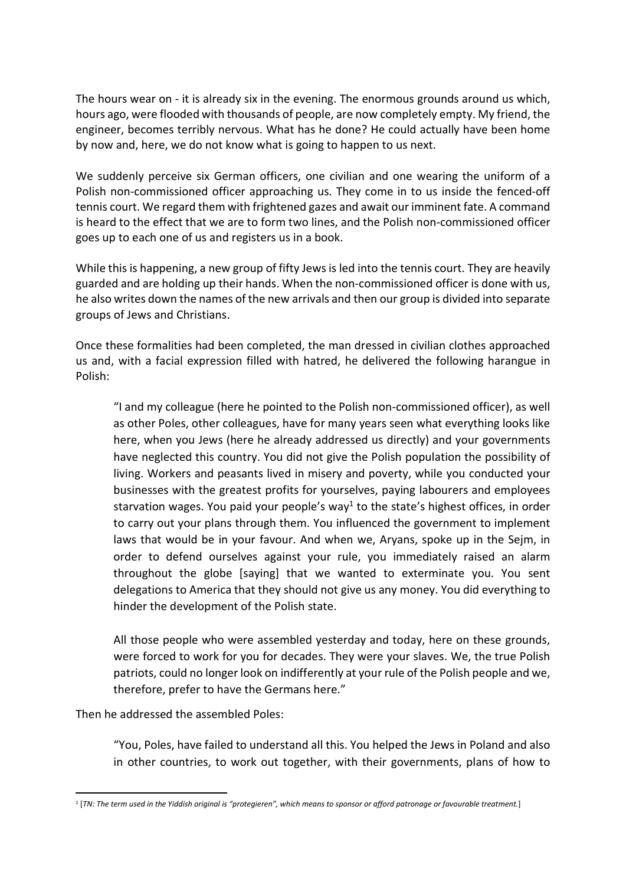The hours wear on - it is already six in the evening. The enormous grounds around us which, hours ago, were flooded with thousands of people, are now completely empty. My friend, the engineer, becomes terribly nervous. What has he done? He could actually have been home by now and, here, we do not know what is going to happen to us next.

We suddenly perceive six German officers, one civilian and one wearing the uniform of a Polish non-commissioned officer approaching us. They come in to us inside the fenced-off tennis court. We regard them with frightened gazes and await our imminent fate. A command is heard to the effect that we are to form two lines, and the Polish non-commissioned officer goes up to each one of us and registers us in a book.

While this is happening, a new group of fifty Jews is led into the tennis court. They are heavily guarded and are holding up their hands. When the non-commissioned officer is done with us, he also writes down the names of the new arrivals and then our group is divided into separate groups of Jews and Christians.

Once these formalities had been completed, the man dressed in civilian clothes approached us and, with a facial expression filled with hatred, he delivered the following harangue in Polish:

> "I and my colleague (here he pointed to the Polish non-commissioned officer), as well as other Poles, other colleagues, have for many years seen what everything looks like here, when you Jews (here he already addressed us directly) and your governments have neglected this country. You did not give the Polish population the possibility of living. Workers and peasants lived in misery and poverty, while you conducted your businesses with the greatest profits for yourselves, paying labourers and employees starvation wages. You paid your people's way[1] to the state's highest offices, in order to carry out your plans through them. You influenced the government to implement laws that would be in your favour. And when we, Aryans, spoke up in the Sejm, in order to defend ourselves against your rule, you immediately raised an alarm throughout the globe [saying] that we wanted to exterminate you. You sent delegations to America that they should not give us any money. You did everything to hinder the development of the Polish state.
>
> All those people who were assembled yesterday and today, here on these grounds, were forced to work for you for decades. They were your slaves. We, the true Polish patriots, could no longer look on indifferently at your rule of the Polish people and we, therefore, prefer to have the Germans here."

Then he addressed the assembled Poles:

> "You, Poles, have failed to understand all this. You helped the Jews in Poland and also in other countries, to work out together, with their governments, plans of how to

[1] [*TN: The term used in the Yiddish original is "protegieren", which means to sponsor or afford patronage or favourable treatment.*]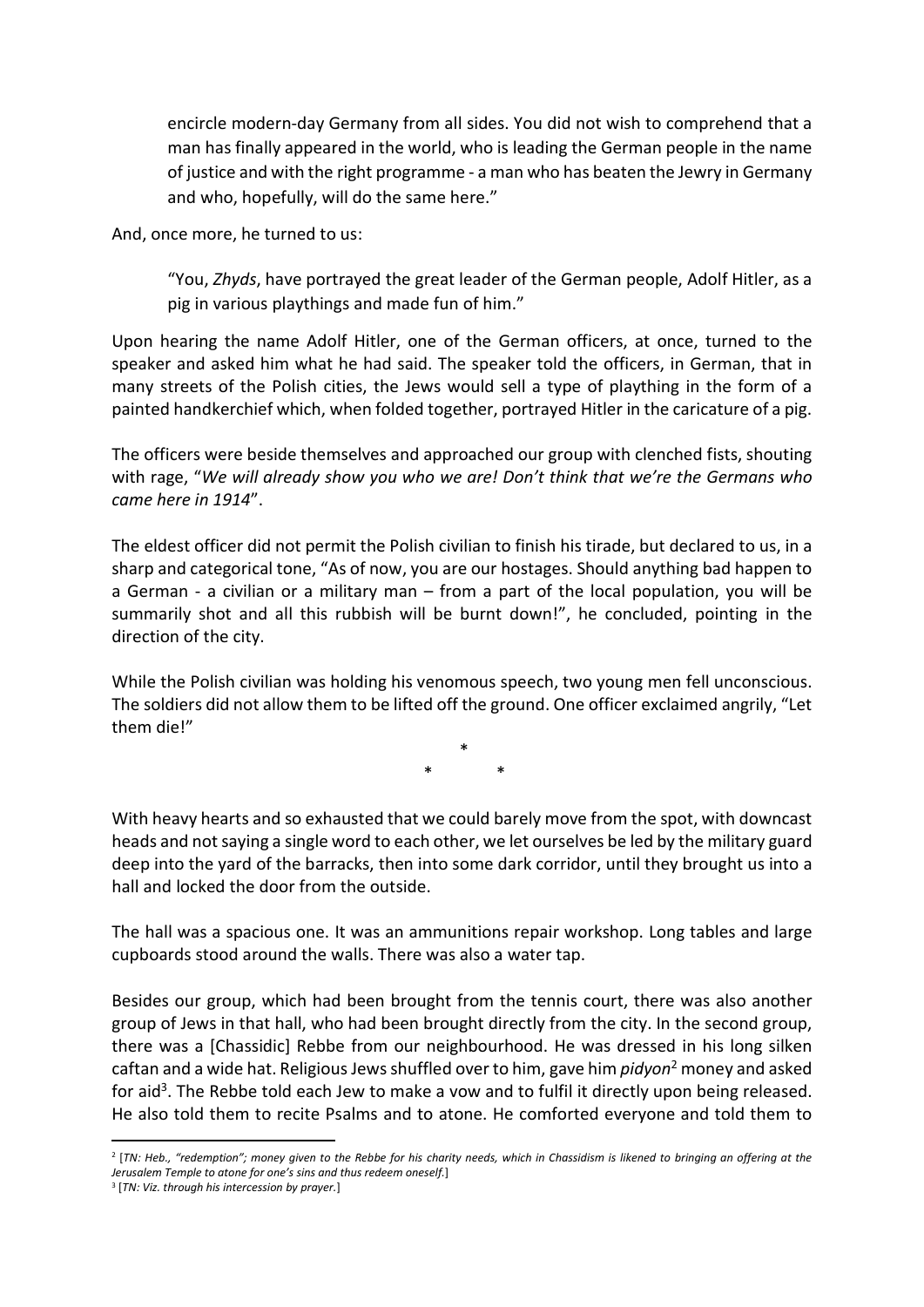> encircle modern-day Germany from all sides. You did not wish to comprehend that a man has finally appeared in the world, who is leading the German people in the name of justice and with the right programme - a man who has beaten the Jewry in Germany and who, hopefully, will do the same here."

And, once more, he turned to us:

> "You, *Zhyds*, have portrayed the great leader of the German people, Adolf Hitler, as a pig in various playthings and made fun of him."

Upon hearing the name Adolf Hitler, one of the German officers, at once, turned to the speaker and asked him what he had said. The speaker told the officers, in German, that in many streets of the Polish cities, the Jews would sell a type of plaything in the form of a painted handkerchief which, when folded together, portrayed Hitler in the caricature of a pig.

The officers were beside themselves and approached our group with clenched fists, shouting with rage, "*We will already show you who we are! Don't think that we're the Germans who came here in 1914*".

The eldest officer did not permit the Polish civilian to finish his tirade, but declared to us, in a sharp and categorical tone, "As of now, you are our hostages. Should anything bad happen to a German - a civilian or a military man – from a part of the local population, you will be summarily shot and all this rubbish will be burnt down!", he concluded, pointing in the direction of the city.

While the Polish civilian was holding his venomous speech, two young men fell unconscious. The soldiers did not allow them to be lifted off the ground. One officer exclaimed angrily, "Let them die!"

\*
\* \*

With heavy hearts and so exhausted that we could barely move from the spot, with downcast heads and not saying a single word to each other, we let ourselves be led by the military guard deep into the yard of the barracks, then into some dark corridor, until they brought us into a hall and locked the door from the outside.

The hall was a spacious one. It was an ammunitions repair workshop. Long tables and large cupboards stood around the walls. There was also a water tap.

Besides our group, which had been brought from the tennis court, there was also another group of Jews in that hall, who had been brought directly from the city. In the second group, there was a [Chassidic] Rebbe from our neighbourhood. He was dressed in his long silken caftan and a wide hat. Religious Jews shuffled over to him, gave him *pidyon*[2] money and asked for aid[3]. The Rebbe told each Jew to make a vow and to fulfil it directly upon being released. He also told them to recite Psalms and to atone. He comforted everyone and told them to

---

[2] [*TN: Heb., "redemption"; money given to the Rebbe for his charity needs, which in Chassidism is likened to bringing an offering at the Jerusalem Temple to atone for one's sins and thus redeem oneself.*]

[3] [*TN: Viz. through his intercession by prayer.*]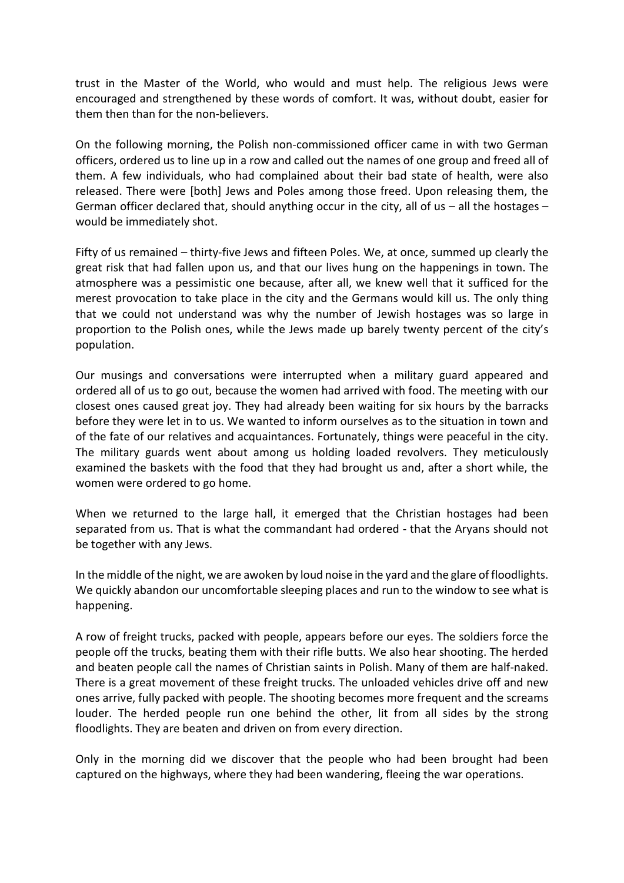trust in the Master of the World, who would and must help. The religious Jews were encouraged and strengthened by these words of comfort. It was, without doubt, easier for them then than for the non-believers.

On the following morning, the Polish non-commissioned officer came in with two German officers, ordered us to line up in a row and called out the names of one group and freed all of them. A few individuals, who had complained about their bad state of health, were also released. There were [both] Jews and Poles among those freed. Upon releasing them, the German officer declared that, should anything occur in the city, all of us – all the hostages – would be immediately shot.

Fifty of us remained – thirty-five Jews and fifteen Poles. We, at once, summed up clearly the great risk that had fallen upon us, and that our lives hung on the happenings in town. The atmosphere was a pessimistic one because, after all, we knew well that it sufficed for the merest provocation to take place in the city and the Germans would kill us. The only thing that we could not understand was why the number of Jewish hostages was so large in proportion to the Polish ones, while the Jews made up barely twenty percent of the city's population.

Our musings and conversations were interrupted when a military guard appeared and ordered all of us to go out, because the women had arrived with food. The meeting with our closest ones caused great joy. They had already been waiting for six hours by the barracks before they were let in to us. We wanted to inform ourselves as to the situation in town and of the fate of our relatives and acquaintances. Fortunately, things were peaceful in the city. The military guards went about among us holding loaded revolvers. They meticulously examined the baskets with the food that they had brought us and, after a short while, the women were ordered to go home.

When we returned to the large hall, it emerged that the Christian hostages had been separated from us. That is what the commandant had ordered - that the Aryans should not be together with any Jews.

In the middle of the night, we are awoken by loud noise in the yard and the glare of floodlights. We quickly abandon our uncomfortable sleeping places and run to the window to see what is happening.

A row of freight trucks, packed with people, appears before our eyes. The soldiers force the people off the trucks, beating them with their rifle butts. We also hear shooting. The herded and beaten people call the names of Christian saints in Polish. Many of them are half-naked. There is a great movement of these freight trucks. The unloaded vehicles drive off and new ones arrive, fully packed with people. The shooting becomes more frequent and the screams louder. The herded people run one behind the other, lit from all sides by the strong floodlights. They are beaten and driven on from every direction.

Only in the morning did we discover that the people who had been brought had been captured on the highways, where they had been wandering, fleeing the war operations.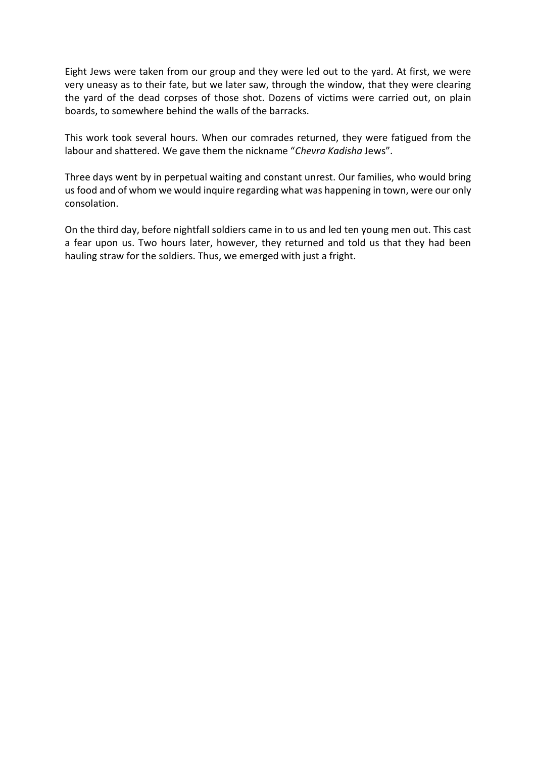Eight Jews were taken from our group and they were led out to the yard. At first, we were very uneasy as to their fate, but we later saw, through the window, that they were clearing the yard of the dead corpses of those shot. Dozens of victims were carried out, on plain boards, to somewhere behind the walls of the barracks.

This work took several hours. When our comrades returned, they were fatigued from the labour and shattered. We gave them the nickname "*Chevra Kadisha* Jews".

Three days went by in perpetual waiting and constant unrest. Our families, who would bring us food and of whom we would inquire regarding what was happening in town, were our only consolation.

On the third day, before nightfall soldiers came in to us and led ten young men out. This cast a fear upon us. Two hours later, however, they returned and told us that they had been hauling straw for the soldiers. Thus, we emerged with just a fright.